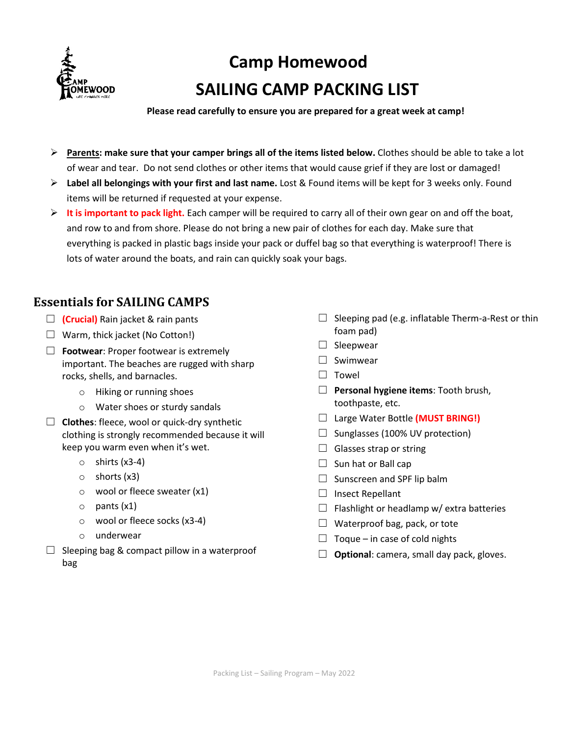# Camp Homewood
# SAILING CAMP PACKING LIST

**Please read carefully to ensure you are prepared for a great week at camp!**

- **Parents: make sure that your camper brings all of the items listed below.** Clothes should be able to take a lot of wear and tear. Do not send clothes or other items that would cause grief if they are lost or damaged!
- **Label all belongings with your first and last name.** Lost & Found items will be kept for 3 weeks only. Found items will be returned if requested at your expense.
- **It is important to pack light.** Each camper will be required to carry all of their own gear on and off the boat, and row to and from shore. Please do not bring a new pair of clothes for each day. Make sure that everything is packed in plastic bags inside your pack or duffel bag so that everything is waterproof! There is lots of water around the boats, and rain can quickly soak your bags.

## Essentials for SAILING CAMPS

- ☐ **(Crucial)** Rain jacket & rain pants
- ☐ Warm, thick jacket (No Cotton!)
- ☐ **Footwear**: Proper footwear is extremely important. The beaches are rugged with sharp rocks, shells, and barnacles.
  - Hiking or running shoes
  - Water shoes or sturdy sandals
- ☐ **Clothes**: fleece, wool or quick-dry synthetic clothing is strongly recommended because it will keep you warm even when it's wet.
  - shirts (x3-4)
  - shorts (x3)
  - wool or fleece sweater (x1)
  - pants (x1)
  - wool or fleece socks (x3-4)
  - underwear
- ☐ Sleeping bag & compact pillow in a waterproof bag
- ☐ Sleeping pad (e.g. inflatable Therm-a-Rest or thin foam pad)
- ☐ Sleepwear
- ☐ Swimwear
- ☐ Towel
- ☐ **Personal hygiene items**: Tooth brush, toothpaste, etc.
- ☐ Large Water Bottle **(MUST BRING!)**
- ☐ Sunglasses (100% UV protection)
- ☐ Glasses strap or string
- ☐ Sun hat or Ball cap
- ☐ Sunscreen and SPF lip balm
- ☐ Insect Repellant
- ☐ Flashlight or headlamp w/ extra batteries
- ☐ Waterproof bag, pack, or tote
- ☐ Toque – in case of cold nights
- ☐ **Optional**: camera, small day pack, gloves.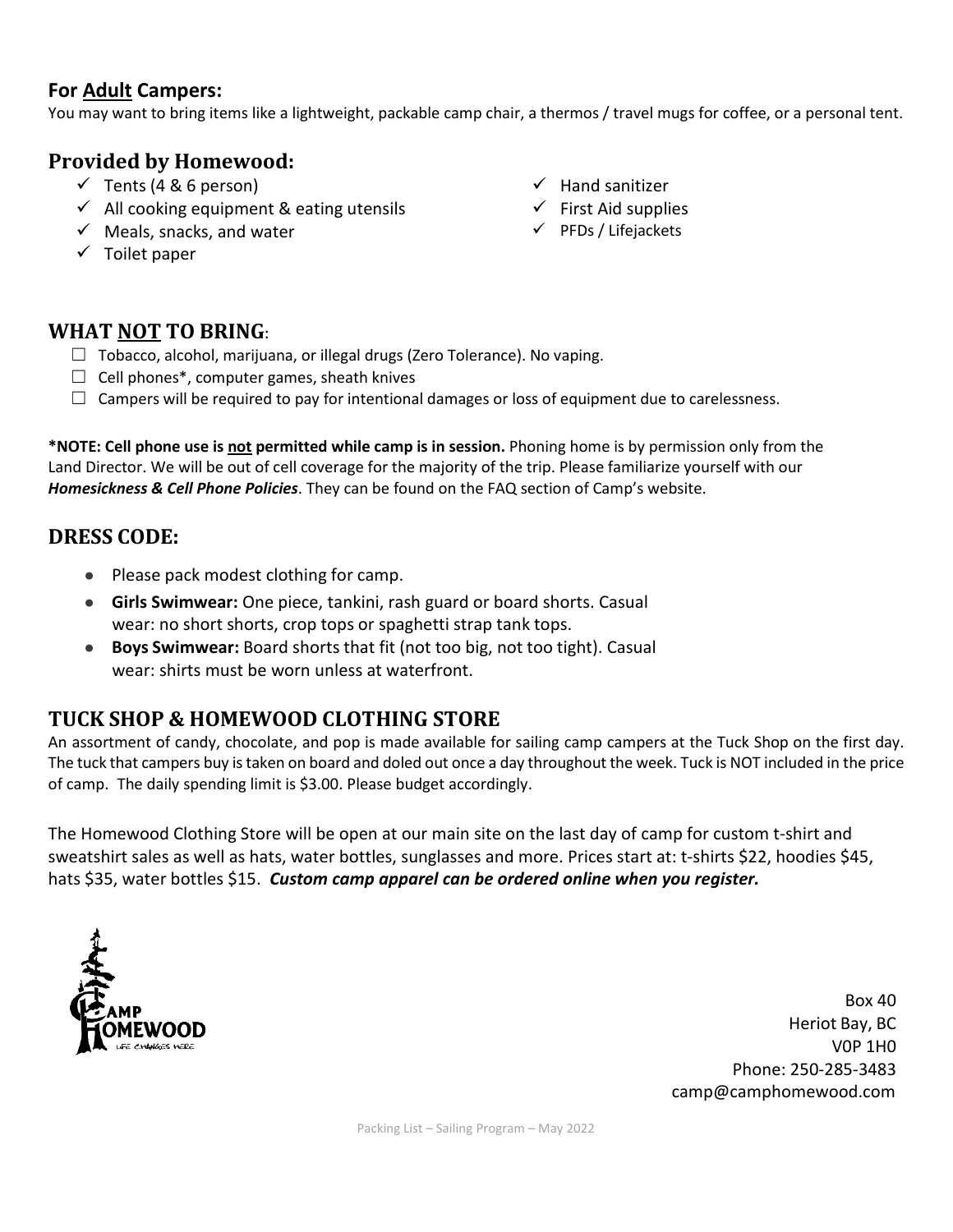### For <u>Adult</u> Campers:

You may want to bring items like a lightweight, packable camp chair, a thermos / travel mugs for coffee, or a personal tent.

## Provided by Homewood:

- ✓ Tents (4 & 6 person)
- ✓ All cooking equipment & eating utensils
- ✓ Meals, snacks, and water
- ✓ Toilet paper
- ✓ Hand sanitizer
- ✓ First Aid supplies
- ✓ PFDs / Lifejackets

## WHAT <u>NOT</u> TO BRING:

- ☐ Tobacco, alcohol, marijuana, or illegal drugs (Zero Tolerance). No vaping.
- ☐ Cell phones*, computer games, sheath knives
- ☐ Campers will be required to pay for intentional damages or loss of equipment due to carelessness.

**\*NOTE: Cell phone use is <u>not</u> permitted while camp is in session.** Phoning home is by permission only from the Land Director. We will be out of cell coverage for the majority of the trip. Please familiarize yourself with our ***Homesickness & Cell Phone Policies***. They can be found on the FAQ section of Camp's website.

## DRESS CODE:

- Please pack modest clothing for camp.
- **Girls Swimwear:** One piece, tankini, rash guard or board shorts. Casual wear: no short shorts, crop tops or spaghetti strap tank tops.
- **Boys Swimwear:** Board shorts that fit (not too big, not too tight). Casual wear: shirts must be worn unless at waterfront.

## TUCK SHOP & HOMEWOOD CLOTHING STORE

An assortment of candy, chocolate, and pop is made available for sailing camp campers at the Tuck Shop on the first day. The tuck that campers buy is taken on board and doled out once a day throughout the week. Tuck is NOT included in the price of camp. The daily spending limit is $3.00. Please budget accordingly.

The Homewood Clothing Store will be open at our main site on the last day of camp for custom t-shirt and sweatshirt sales as well as hats, water bottles, sunglasses and more. Prices start at: t-shirts $22, hoodies $45, hats $35, water bottles $15. ***Custom camp apparel can be ordered online when you register.***

CAMP HOMEWOOD
LIFE CHANGES HERE

Box 40
Heriot Bay, BC
V0P 1H0
Phone: 250-285-3483
camp@camphomewood.com